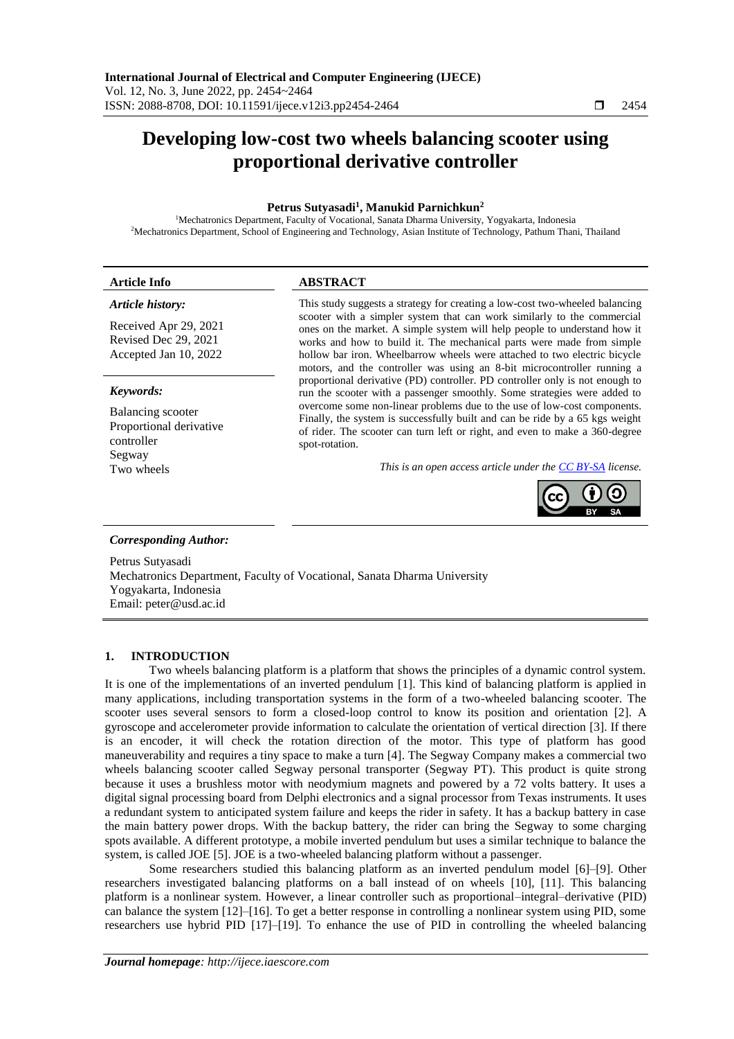# Developing low-cost two wheels balancing scooter using proportional derivative controller

**Petrus Sutyasadi[1], Manukid Parnichkun[2]**

[1]Mechatronics Department, Faculty of Vocational, Sanata Dharma University, Yogyakarta, Indonesia
[2]Mechatronics Department, School of Engineering and Technology, Asian Institute of Technology, Pathum Thani, Thailand

**Article Info**

*Article history:*

Received Apr 29, 2021
Revised Dec 29, 2021
Accepted Jan 10, 2022

*Keywords:*

Balancing scooter
Proportional derivative controller
Segway
Two wheels

**ABSTRACT**

This study suggests a strategy for creating a low-cost two-wheeled balancing scooter with a simpler system that can work similarly to the commercial ones on the market. A simple system will help people to understand how it works and how to build it. The mechanical parts were made from simple hollow bar iron. Wheelbarrow wheels were attached to two electric bicycle motors, and the controller was using an 8-bit microcontroller running a proportional derivative (PD) controller. PD controller only is not enough to run the scooter with a passenger smoothly. Some strategies were added to overcome some non-linear problems due to the use of low-cost components. Finally, the system is successfully built and can be ride by a 65 kgs weight of rider. The scooter can turn left or right, and even to make a 360-degree spot-rotation.

*This is an open access article under the CC BY-SA license.*

*Corresponding Author:*

Petrus Sutyasadi
Mechatronics Department, Faculty of Vocational, Sanata Dharma University
Yogyakarta, Indonesia
Email: peter@usd.ac.id

## 1. INTRODUCTION

Two wheels balancing platform is a platform that shows the principles of a dynamic control system. It is one of the implementations of an inverted pendulum [1]. This kind of balancing platform is applied in many applications, including transportation systems in the form of a two-wheeled balancing scooter. The scooter uses several sensors to form a closed-loop control to know its position and orientation [2]. A gyroscope and accelerometer provide information to calculate the orientation of vertical direction [3]. If there is an encoder, it will check the rotation direction of the motor. This type of platform has good maneuverability and requires a tiny space to make a turn [4]. The Segway Company makes a commercial two wheels balancing scooter called Segway personal transporter (Segway PT). This product is quite strong because it uses a brushless motor with neodymium magnets and powered by a 72 volts battery. It uses a digital signal processing board from Delphi electronics and a signal processor from Texas instruments. It uses a redundant system to anticipated system failure and keeps the rider in safety. It has a backup battery in case the main battery power drops. With the backup battery, the rider can bring the Segway to some charging spots available. A different prototype, a mobile inverted pendulum but uses a similar technique to balance the system, is called JOE [5]. JOE is a two-wheeled balancing platform without a passenger.

Some researchers studied this balancing platform as an inverted pendulum model [6]–[9]. Other researchers investigated balancing platforms on a ball instead of on wheels [10], [11]. This balancing platform is a nonlinear system. However, a linear controller such as proportional–integral–derivative (PID) can balance the system [12]–[16]. To get a better response in controlling a nonlinear system using PID, some researchers use hybrid PID [17]–[19]. To enhance the use of PID in controlling the wheeled balancing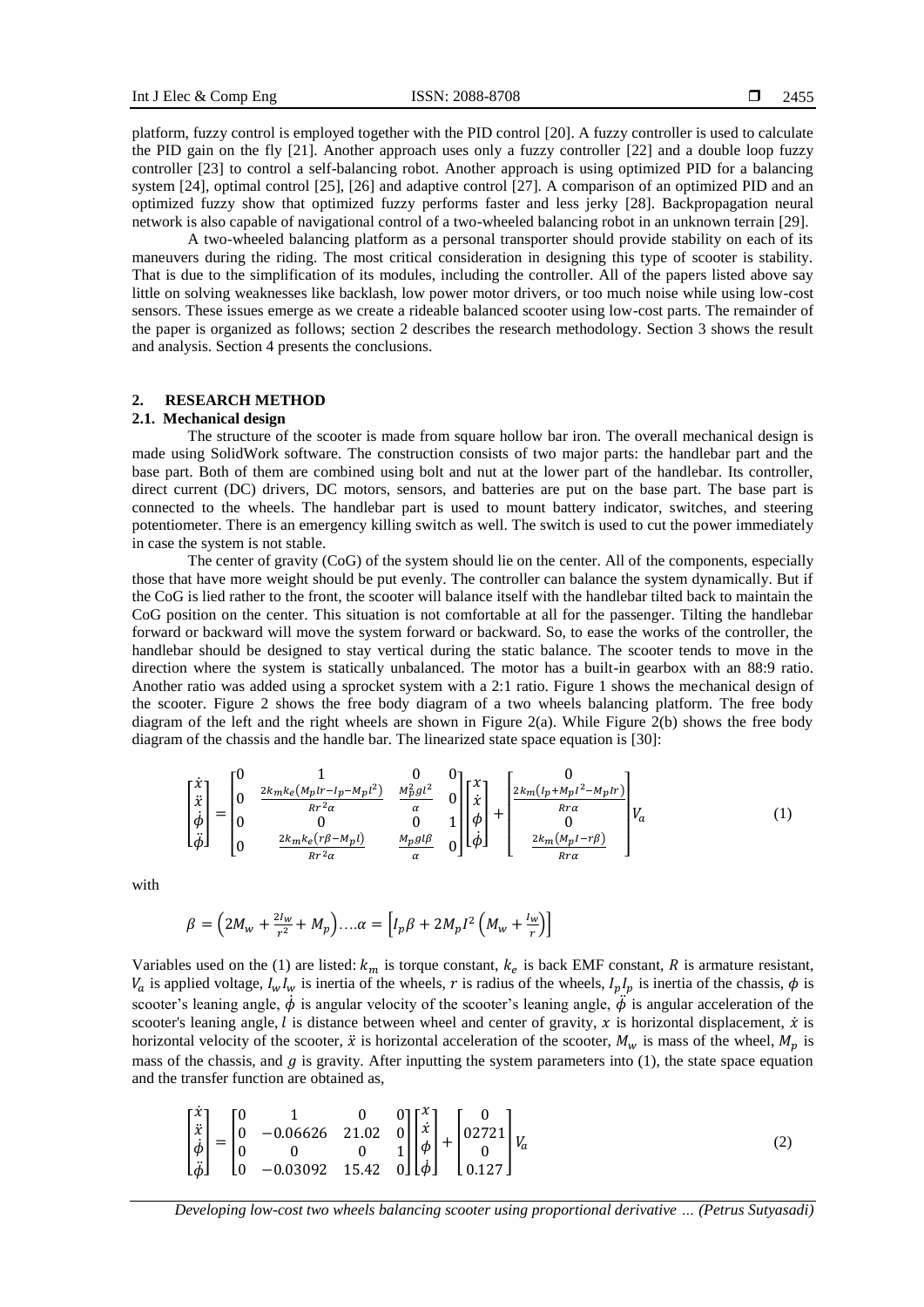platform, fuzzy control is employed together with the PID control [20]. A fuzzy controller is used to calculate the PID gain on the fly [21]. Another approach uses only a fuzzy controller [22] and a double loop fuzzy controller [23] to control a self-balancing robot. Another approach is using optimized PID for a balancing system [24], optimal control [25], [26] and adaptive control [27]. A comparison of an optimized PID and an optimized fuzzy show that optimized fuzzy performs faster and less jerky [28]. Backpropagation neural network is also capable of navigational control of a two-wheeled balancing robot in an unknown terrain [29].

A two-wheeled balancing platform as a personal transporter should provide stability on each of its maneuvers during the riding. The most critical consideration in designing this type of scooter is stability. That is due to the simplification of its modules, including the controller. All of the papers listed above say little on solving weaknesses like backlash, low power motor drivers, or too much noise while using low-cost sensors. These issues emerge as we create a rideable balanced scooter using low-cost parts. The remainder of the paper is organized as follows; section 2 describes the research methodology. Section 3 shows the result and analysis. Section 4 presents the conclusions.

## 2. RESEARCH METHOD

### 2.1. Mechanical design

The structure of the scooter is made from square hollow bar iron. The overall mechanical design is made using SolidWork software. The construction consists of two major parts: the handlebar part and the base part. Both of them are combined using bolt and nut at the lower part of the handlebar. Its controller, direct current (DC) drivers, DC motors, sensors, and batteries are put on the base part. The base part is connected to the wheels. The handlebar part is used to mount battery indicator, switches, and steering potentiometer. There is an emergency killing switch as well. The switch is used to cut the power immediately in case the system is not stable.

The center of gravity (CoG) of the system should lie on the center. All of the components, especially those that have more weight should be put evenly. The controller can balance the system dynamically. But if the CoG is lied rather to the front, the scooter will balance itself with the handlebar tilted back to maintain the CoG position on the center. This situation is not comfortable at all for the passenger. Tilting the handlebar forward or backward will move the system forward or backward. So, to ease the works of the controller, the handlebar should be designed to stay vertical during the static balance. The scooter tends to move in the direction where the system is statically unbalanced. The motor has a built-in gearbox with an 88:9 ratio. Another ratio was added using a sprocket system with a 2:1 ratio. Figure 1 shows the mechanical design of the scooter. Figure 2 shows the free body diagram of a two wheels balancing platform. The free body diagram of the left and the right wheels are shown in Figure 2(a). While Figure 2(b) shows the free body diagram of the chassis and the handle bar. The linearized state space equation is [30]:

$$\begin{bmatrix} \dot{x} \\ \ddot{x} \\ \dot{\phi} \\ \ddot{\phi} \end{bmatrix} = \begin{bmatrix} 0 & 1 & 0 & 0 \\ 0 & \frac{2k_m k_e (M_p l r - I_p - M_p l^2)}{R r^2 \alpha} & \frac{M_p^2 g l^2}{\alpha} & 0 \\ 0 & 0 & 0 & 1 \\ 0 & \frac{2k_m k_e (r\beta - M_p l)}{R r^2 \alpha} & \frac{M_p g l \beta}{\alpha} & 0 \end{bmatrix} \begin{bmatrix} x \\ \dot{x} \\ \phi \\ \dot{\phi} \end{bmatrix} + \begin{bmatrix} 0 \\ \frac{2k_m (I_p + M_p l^2 - M_p l r)}{R r \alpha} \\ 0 \\ \frac{2k_m (M_p l - r\beta)}{R r \alpha} \end{bmatrix} V_a \tag{1}$$

with

$$\beta = \left(2M_w + \frac{2I_w}{r^2} + M_p\right) \ldots \alpha = \left[I_p \beta + 2M_p l^2 \left(M_w + \frac{I_w}{r}\right)\right]$$

Variables used on the (1) are listed: $k_m$ is torque constant, $k_e$ is back EMF constant, $R$ is armature resistant, $V_a$ is applied voltage, $I_w I_w$ is inertia of the wheels, $r$ is radius of the wheels, $I_p I_p$ is inertia of the chassis, $\phi$ is scooter's leaning angle, $\dot{\phi}$ is angular velocity of the scooter's leaning angle, $\ddot{\phi}$ is angular acceleration of the scooter's leaning angle, $l$ is distance between wheel and center of gravity, $x$ is horizontal displacement, $\dot{x}$ is horizontal velocity of the scooter, $\ddot{x}$ is horizontal acceleration of the scooter, $M_w$ is mass of the wheel, $M_p$ is mass of the chassis, and $g$ is gravity. After inputting the system parameters into (1), the state space equation and the transfer function are obtained as,

$$\begin{bmatrix} \dot{x} \\ \ddot{x} \\ \dot{\phi} \\ \ddot{\phi} \end{bmatrix} = \begin{bmatrix} 0 & 1 & 0 & 0 \\ 0 & -0.06626 & 21.02 & 0 \\ 0 & 0 & 0 & 1 \\ 0 & -0.03092 & 15.42 & 0 \end{bmatrix} \begin{bmatrix} x \\ \dot{x} \\ \phi \\ \dot{\phi} \end{bmatrix} + \begin{bmatrix} 0 \\ 02721 \\ 0 \\ 0.127 \end{bmatrix} V_a \tag{2}$$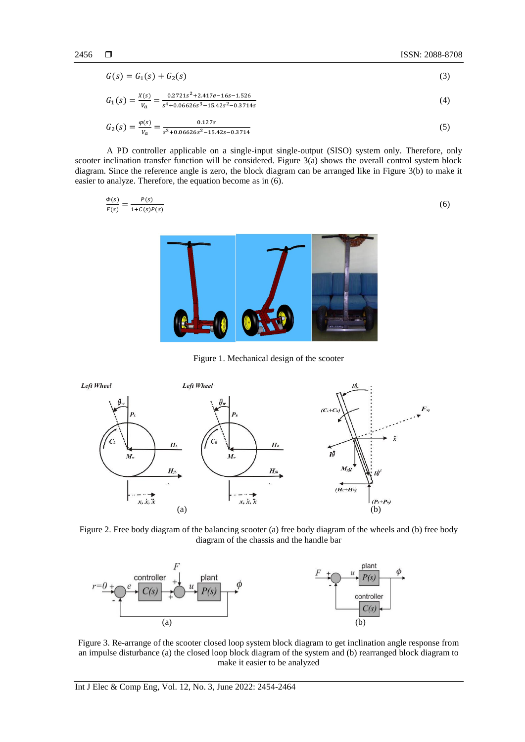$$G(s) = G_1(s) + G_2(s) \tag{3}$$

$$G_1(s) = \frac{X(s)}{V_a} = \frac{0.2721s^2 + 2.417e{-}16s - 1.526}{s^4 + 0.06626s^3 - 15.42s^2 - 0.3714s} \tag{4}$$

$$G_2(s) = \frac{\varphi(s)}{V_a} = \frac{0.127s}{s^3 + 0.06626s^2 - 15.42s - 0.3714} \tag{5}$$

A PD controller applicable on a single-input single-output (SISO) system only. Therefore, only scooter inclination transfer function will be considered. Figure 3(a) shows the overall control system block diagram. Since the reference angle is zero, the block diagram can be arranged like in Figure 3(b) to make it easier to analyze. Therefore, the equation become as in (6).

$$\frac{\Phi(s)}{F(s)} = \frac{P(s)}{1 + C(s)P(s)} \tag{6}$$

Figure 1. Mechanical design of the scooter

Figure 2. Free body diagram of the balancing scooter (a) free body diagram of the wheels and (b) free body diagram of the chassis and the handle bar

Figure 3. Re-arrange of the scooter closed loop system block diagram to get inclination angle response from an impulse disturbance (a) the closed loop block diagram of the system and (b) rearranged block diagram to make it easier to be analyzed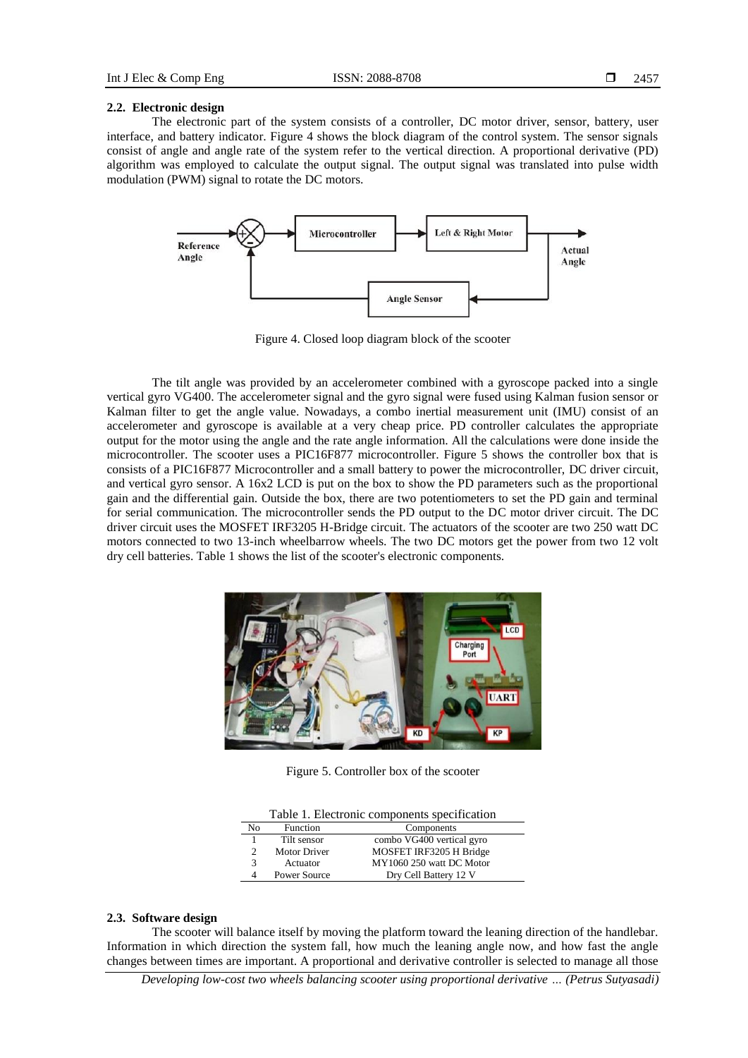### 2.2. Electronic design

The electronic part of the system consists of a controller, DC motor driver, sensor, battery, user interface, and battery indicator. Figure 4 shows the block diagram of the control system. The sensor signals consist of angle and angle rate of the system refer to the vertical direction. A proportional derivative (PD) algorithm was employed to calculate the output signal. The output signal was translated into pulse width modulation (PWM) signal to rotate the DC motors.

Figure 4. Closed loop diagram block of the scooter

The tilt angle was provided by an accelerometer combined with a gyroscope packed into a single vertical gyro VG400. The accelerometer signal and the gyro signal were fused using Kalman fusion sensor or Kalman filter to get the angle value. Nowadays, a combo inertial measurement unit (IMU) consist of an accelerometer and gyroscope is available at a very cheap price. PD controller calculates the appropriate output for the motor using the angle and the rate angle information. All the calculations were done inside the microcontroller. The scooter uses a PIC16F877 microcontroller. Figure 5 shows the controller box that is consists of a PIC16F877 Microcontroller and a small battery to power the microcontroller, DC driver circuit, and vertical gyro sensor. A 16x2 LCD is put on the box to show the PD parameters such as the proportional gain and the differential gain. Outside the box, there are two potentiometers to set the PD gain and terminal for serial communication. The microcontroller sends the PD output to the DC motor driver circuit. The DC driver circuit uses the MOSFET IRF3205 H-Bridge circuit. The actuators of the scooter are two 250 watt DC motors connected to two 13-inch wheelbarrow wheels. The two DC motors get the power from two 12 volt dry cell batteries. Table 1 shows the list of the scooter's electronic components.

Figure 5. Controller box of the scooter

Table 1. Electronic components specification

| No | Function | Components |
|---|---|---|
| 1 | Tilt sensor | combo VG400 vertical gyro |
| 2 | Motor Driver | MOSFET IRF3205 H Bridge |
| 3 | Actuator | MY1060 250 watt DC Motor |
| 4 | Power Source | Dry Cell Battery 12 V |

### 2.3. Software design

The scooter will balance itself by moving the platform toward the leaning direction of the handlebar. Information in which direction the system fall, how much the leaning angle now, and how fast the angle changes between times are important. A proportional and derivative controller is selected to manage all those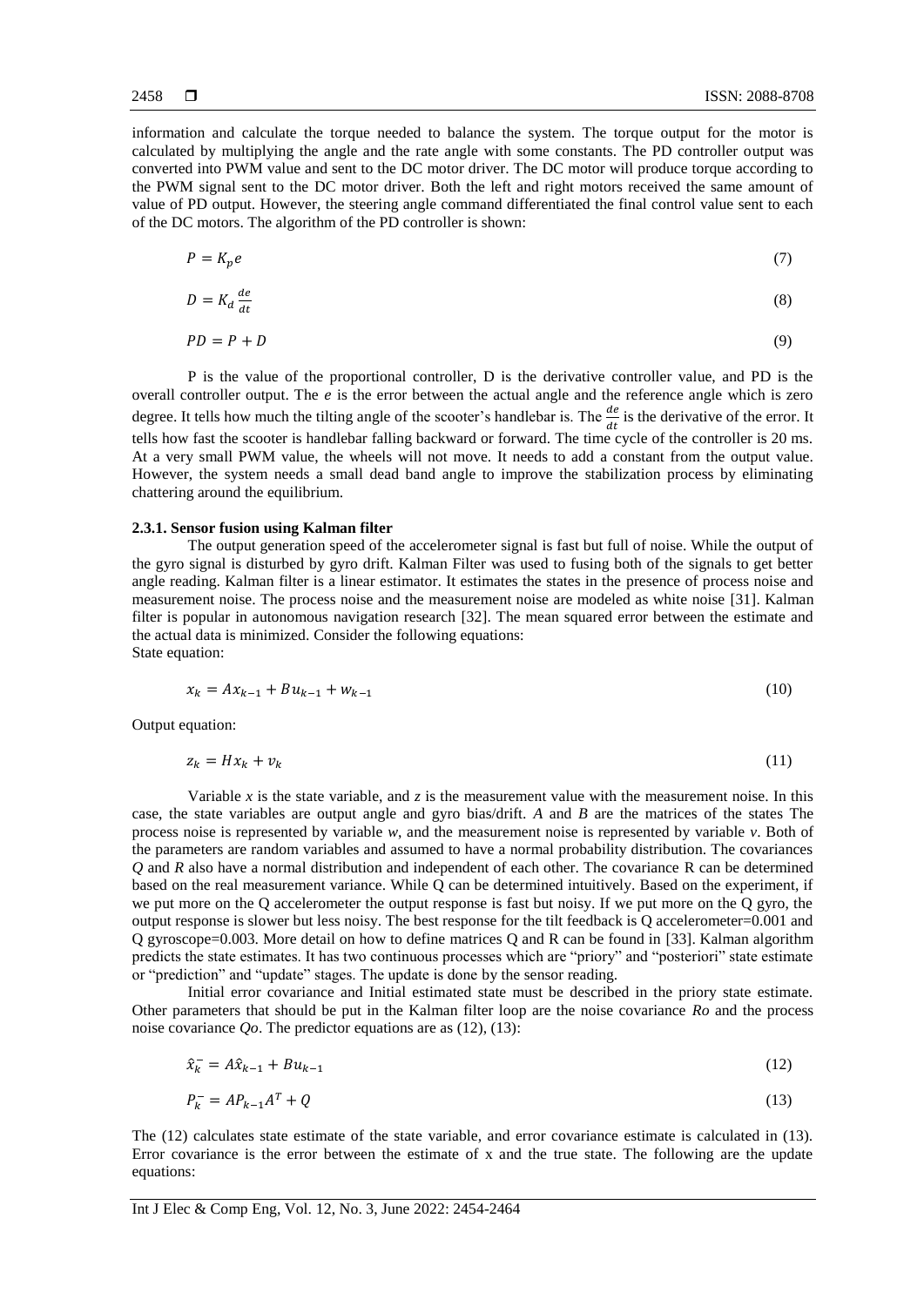information and calculate the torque needed to balance the system. The torque output for the motor is calculated by multiplying the angle and the rate angle with some constants. The PD controller output was converted into PWM value and sent to the DC motor driver. The DC motor will produce torque according to the PWM signal sent to the DC motor driver. Both the left and right motors received the same amount of value of PD output. However, the steering angle command differentiated the final control value sent to each of the DC motors. The algorithm of the PD controller is shown:

$$P = K_p e \tag{7}$$

$$D = K_d \frac{de}{dt} \tag{8}$$

$$PD = P + D \tag{9}$$

P is the value of the proportional controller, D is the derivative controller value, and PD is the overall controller output. The $e$ is the error between the actual angle and the reference angle which is zero degree. It tells how much the tilting angle of the scooter's handlebar is. The $\frac{de}{dt}$ is the derivative of the error. It tells how fast the scooter is handlebar falling backward or forward. The time cycle of the controller is 20 ms. At a very small PWM value, the wheels will not move. It needs to add a constant from the output value. However, the system needs a small dead band angle to improve the stabilization process by eliminating chattering around the equilibrium.

#### 2.3.1. Sensor fusion using Kalman filter

The output generation speed of the accelerometer signal is fast but full of noise. While the output of the gyro signal is disturbed by gyro drift. Kalman Filter was used to fusing both of the signals to get better angle reading. Kalman filter is a linear estimator. It estimates the states in the presence of process noise and measurement noise. The process noise and the measurement noise are modeled as white noise [31]. Kalman filter is popular in autonomous navigation research [32]. The mean squared error between the estimate and the actual data is minimized. Consider the following equations:

State equation:

$$x_k = Ax_{k-1} + Bu_{k-1} + w_{k-1} \tag{10}$$

Output equation:

$$z_k = Hx_k + v_k \tag{11}$$

Variable $x$ is the state variable, and $z$ is the measurement value with the measurement noise. In this case, the state variables are output angle and gyro bias/drift. $A$ and $B$ are the matrices of the states The process noise is represented by variable $w$, and the measurement noise is represented by variable $v$. Both of the parameters are random variables and assumed to have a normal probability distribution. The covariances $Q$ and $R$ also have a normal distribution and independent of each other. The covariance R can be determined based on the real measurement variance. While Q can be determined intuitively. Based on the experiment, if we put more on the Q accelerometer the output response is fast but noisy. If we put more on the Q gyro, the output response is slower but less noisy. The best response for the tilt feedback is Q accelerometer=0.001 and Q gyroscope=0.003. More detail on how to define matrices Q and R can be found in [33]. Kalman algorithm predicts the state estimates. It has two continuous processes which are "priory" and "posteriori" state estimate or "prediction" and "update" stages. The update is done by the sensor reading.

Initial error covariance and Initial estimated state must be described in the priory state estimate. Other parameters that should be put in the Kalman filter loop are the noise covariance $Ro$ and the process noise covariance $Qo$. The predictor equations are as (12), (13):

$$\hat{x}_k^- = A\hat{x}_{k-1} + Bu_{k-1} \tag{12}$$

$$P_k^- = AP_{k-1}A^T + Q \tag{13}$$

The (12) calculates state estimate of the state variable, and error covariance estimate is calculated in (13). Error covariance is the error between the estimate of x and the true state. The following are the update equations: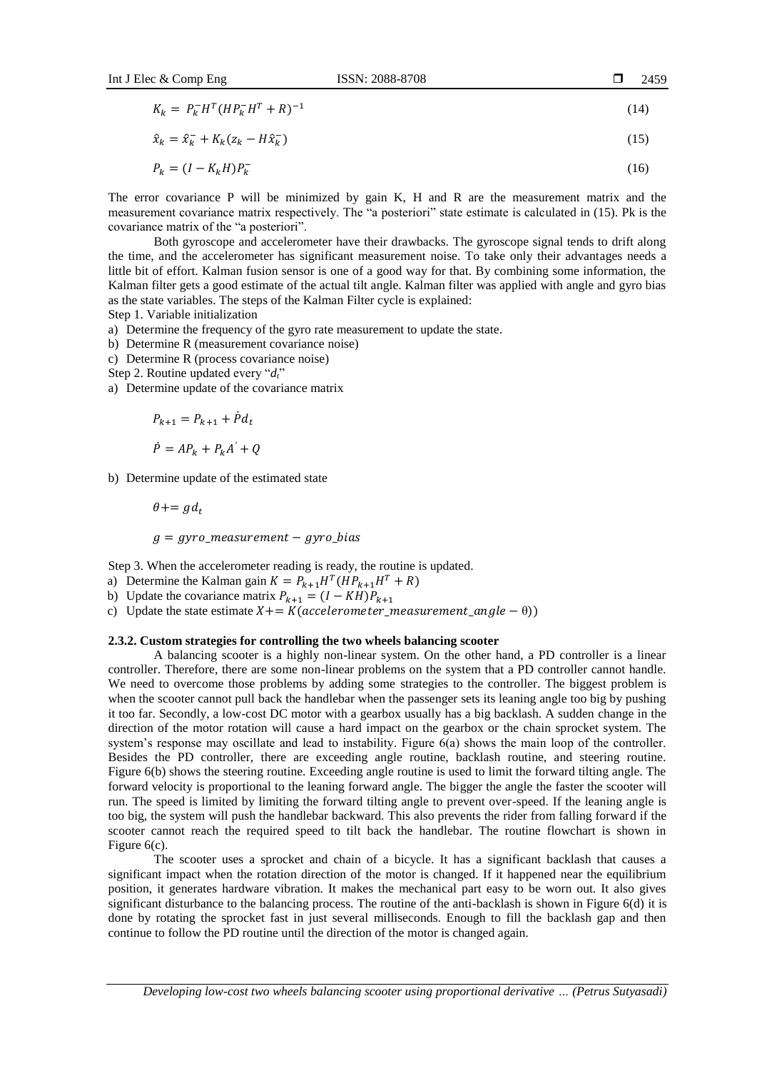$$K_k = P_k^- H^T (H P_k^- H^T + R)^{-1} \tag{14}$$

$$\hat{x}_k = \hat{x}_k^- + K_k (z_k - H \hat{x}_k^-) \tag{15}$$

$$P_k = (I - K_k H) P_k^- \tag{16}$$

The error covariance P will be minimized by gain K, H and R are the measurement matrix and the measurement covariance matrix respectively. The "a posteriori" state estimate is calculated in (15). Pk is the covariance matrix of the "a posteriori".

Both gyroscope and accelerometer have their drawbacks. The gyroscope signal tends to drift along the time, and the accelerometer has significant measurement noise. To take only their advantages needs a little bit of effort. Kalman fusion sensor is one of a good way for that. By combining some information, the Kalman filter gets a good estimate of the actual tilt angle. Kalman filter was applied with angle and gyro bias as the state variables. The steps of the Kalman Filter cycle is explained:

Step 1. Variable initialization

a) Determine the frequency of the gyro rate measurement to update the state.
b) Determine R (measurement covariance noise)
c) Determine R (process covariance noise)

Step 2. Routine updated every "$d_t$"

a) Determine update of the covariance matrix

$$P_{k+1} = P_{k+1} + \dot{P} d_t$$

$$\dot{P} = A P_k + P_k A^{'} + Q$$

b) Determine update of the estimated state

$$\theta += g d_t$$

$$g = gyro\_measurement - gyro\_bias$$

Step 3. When the accelerometer reading is ready, the routine is updated.

a) Determine the Kalman gain $K = P_{k+1} H^T (H P_{k+1} H^T + R)$
b) Update the covariance matrix $P_{k+1} = (I - KH) P_{k+1}$
c) Update the state estimate $X += K(accelerometer\_measurement\_angle - \theta))$

#### 2.3.2. Custom strategies for controlling the two wheels balancing scooter

A balancing scooter is a highly non-linear system. On the other hand, a PD controller is a linear controller. Therefore, there are some non-linear problems on the system that a PD controller cannot handle. We need to overcome those problems by adding some strategies to the controller. The biggest problem is when the scooter cannot pull back the handlebar when the passenger sets its leaning angle too big by pushing it too far. Secondly, a low-cost DC motor with a gearbox usually has a big backlash. A sudden change in the direction of the motor rotation will cause a hard impact on the gearbox or the chain sprocket system. The system's response may oscillate and lead to instability. Figure 6(a) shows the main loop of the controller. Besides the PD controller, there are exceeding angle routine, backlash routine, and steering routine. Figure 6(b) shows the steering routine. Exceeding angle routine is used to limit the forward tilting angle. The forward velocity is proportional to the leaning forward angle. The bigger the angle the faster the scooter will run. The speed is limited by limiting the forward tilting angle to prevent over-speed. If the leaning angle is too big, the system will push the handlebar backward. This also prevents the rider from falling forward if the scooter cannot reach the required speed to tilt back the handlebar. The routine flowchart is shown in Figure 6(c).

The scooter uses a sprocket and chain of a bicycle. It has a significant backlash that causes a significant impact when the rotation direction of the motor is changed. If it happened near the equilibrium position, it generates hardware vibration. It makes the mechanical part easy to be worn out. It also gives significant disturbance to the balancing process. The routine of the anti-backlash is shown in Figure 6(d) it is done by rotating the sprocket fast in just several milliseconds. Enough to fill the backlash gap and then continue to follow the PD routine until the direction of the motor is changed again.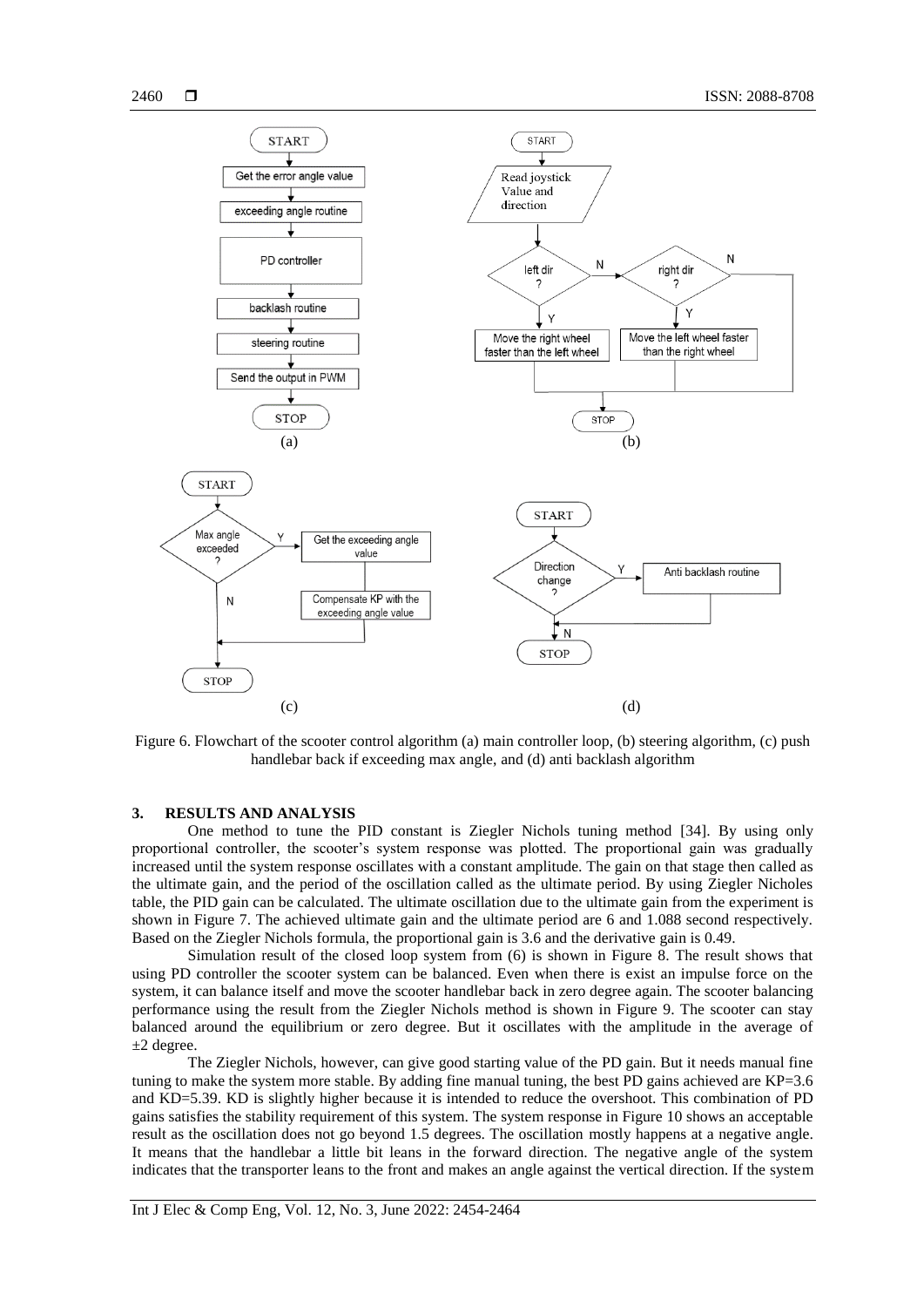Figure 6. Flowchart of the scooter control algorithm (a) main controller loop, (b) steering algorithm, (c) push handlebar back if exceeding max angle, and (d) anti backlash algorithm

## 3. RESULTS AND ANALYSIS

One method to tune the PID constant is Ziegler Nichols tuning method [34]. By using only proportional controller, the scooter's system response was plotted. The proportional gain was gradually increased until the system response oscillates with a constant amplitude. The gain on that stage then called as the ultimate gain, and the period of the oscillation called as the ultimate period. By using Ziegler Nicholes table, the PID gain can be calculated. The ultimate oscillation due to the ultimate gain from the experiment is shown in Figure 7. The achieved ultimate gain and the ultimate period are 6 and 1.088 second respectively. Based on the Ziegler Nichols formula, the proportional gain is 3.6 and the derivative gain is 0.49.

Simulation result of the closed loop system from (6) is shown in Figure 8. The result shows that using PD controller the scooter system can be balanced. Even when there is exist an impulse force on the system, it can balance itself and move the scooter handlebar back in zero degree again. The scooter balancing performance using the result from the Ziegler Nichols method is shown in Figure 9. The scooter can stay balanced around the equilibrium or zero degree. But it oscillates with the amplitude in the average of ±2 degree.

The Ziegler Nichols, however, can give good starting value of the PD gain. But it needs manual fine tuning to make the system more stable. By adding fine manual tuning, the best PD gains achieved are KP=3.6 and KD=5.39. KD is slightly higher because it is intended to reduce the overshoot. This combination of PD gains satisfies the stability requirement of this system. The system response in Figure 10 shows an acceptable result as the oscillation does not go beyond 1.5 degrees. The oscillation mostly happens at a negative angle. It means that the handlebar a little bit leans in the forward direction. The negative angle of the system indicates that the transporter leans to the front and makes an angle against the vertical direction. If the system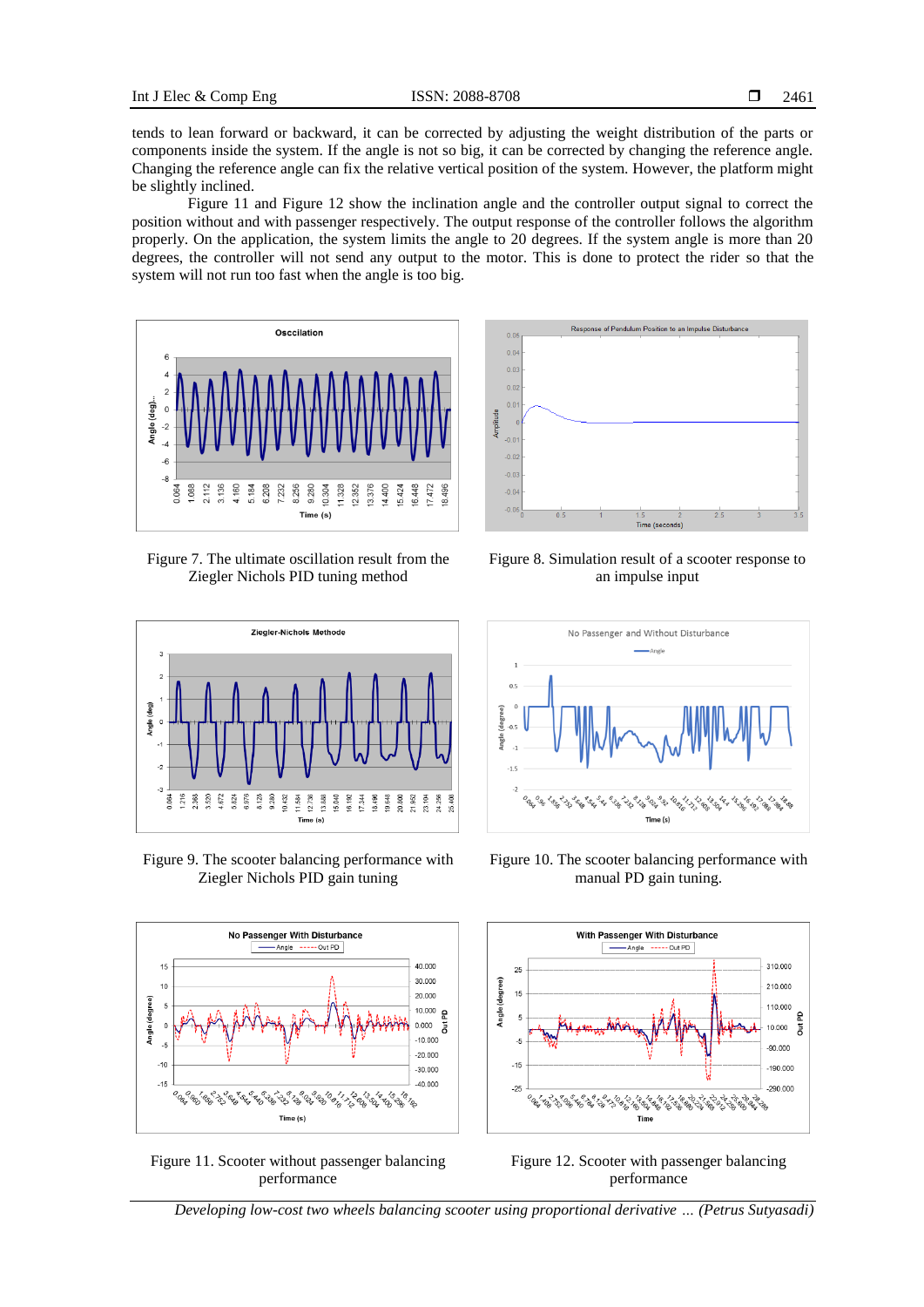tends to lean forward or backward, it can be corrected by adjusting the weight distribution of the parts or components inside the system. If the angle is not so big, it can be corrected by changing the reference angle. Changing the reference angle can fix the relative vertical position of the system. However, the platform might be slightly inclined.

Figure 11 and Figure 12 show the inclination angle and the controller output signal to correct the position without and with passenger respectively. The output response of the controller follows the algorithm properly. On the application, the system limits the angle to 20 degrees. If the system angle is more than 20 degrees, the controller will not send any output to the motor. This is done to protect the rider so that the system will not run too fast when the angle is too big.

Figure 7. The ultimate oscillation result from the Ziegler Nichols PID tuning method

Figure 8. Simulation result of a scooter response to an impulse input

Figure 9. The scooter balancing performance with Ziegler Nichols PID gain tuning

Figure 10. The scooter balancing performance with manual PD gain tuning.

Figure 11. Scooter without passenger balancing performance

Figure 12. Scooter with passenger balancing performance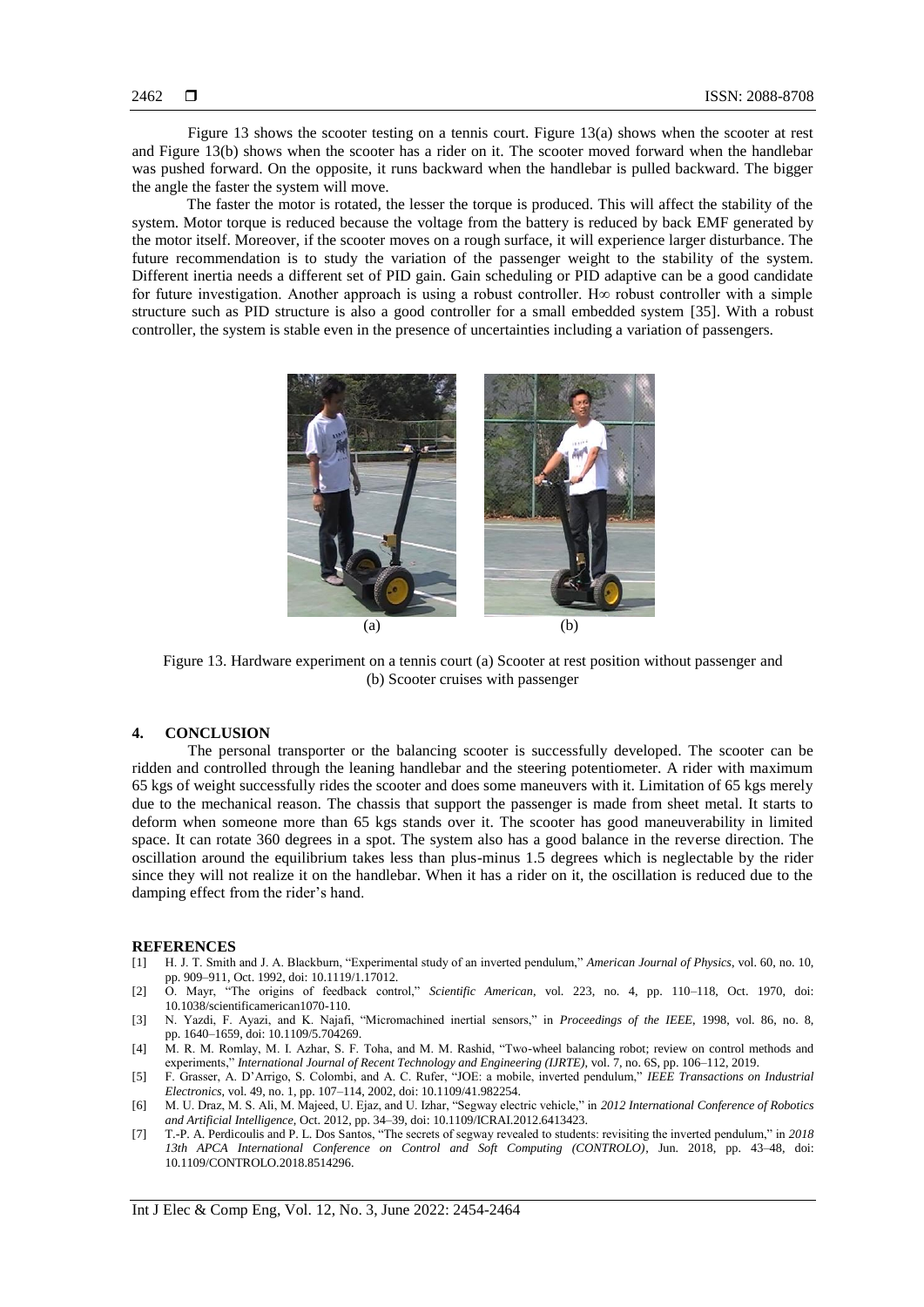Figure 13 shows the scooter testing on a tennis court. Figure 13(a) shows when the scooter at rest and Figure 13(b) shows when the scooter has a rider on it. The scooter moved forward when the handlebar was pushed forward. On the opposite, it runs backward when the handlebar is pulled backward. The bigger the angle the faster the system will move.

The faster the motor is rotated, the lesser the torque is produced. This will affect the stability of the system. Motor torque is reduced because the voltage from the battery is reduced by back EMF generated by the motor itself. Moreover, if the scooter moves on a rough surface, it will experience larger disturbance. The future recommendation is to study the variation of the passenger weight to the stability of the system. Different inertia needs a different set of PID gain. Gain scheduling or PID adaptive can be a good candidate for future investigation. Another approach is using a robust controller. H∞ robust controller with a simple structure such as PID structure is also a good controller for a small embedded system [35]. With a robust controller, the system is stable even in the presence of uncertainties including a variation of passengers.

(a) (b)

Figure 13. Hardware experiment on a tennis court (a) Scooter at rest position without passenger and (b) Scooter cruises with passenger

## 4. CONCLUSION

The personal transporter or the balancing scooter is successfully developed. The scooter can be ridden and controlled through the leaning handlebar and the steering potentiometer. A rider with maximum 65 kgs of weight successfully rides the scooter and does some maneuvers with it. Limitation of 65 kgs merely due to the mechanical reason. The chassis that support the passenger is made from sheet metal. It starts to deform when someone more than 65 kgs stands over it. The scooter has good maneuverability in limited space. It can rotate 360 degrees in a spot. The system also has a good balance in the reverse direction. The oscillation around the equilibrium takes less than plus-minus 1.5 degrees which is neglectable by the rider since they will not realize it on the handlebar. When it has a rider on it, the oscillation is reduced due to the damping effect from the rider's hand.

## REFERENCES

[1] H. J. T. Smith and J. A. Blackburn, "Experimental study of an inverted pendulum," *American Journal of Physics*, vol. 60, no. 10, pp. 909–911, Oct. 1992, doi: 10.1119/1.17012.

[2] O. Mayr, "The origins of feedback control," *Scientific American*, vol. 223, no. 4, pp. 110–118, Oct. 1970, doi: 10.1038/scientificamerican1070-110.

[3] N. Yazdi, F. Ayazi, and K. Najafi, "Micromachined inertial sensors," in *Proceedings of the IEEE*, 1998, vol. 86, no. 8, pp. 1640–1659, doi: 10.1109/5.704269.

[4] M. R. M. Romlay, M. I. Azhar, S. F. Toha, and M. M. Rashid, "Two-wheel balancing robot; review on control methods and experiments," *International Journal of Recent Technology and Engineering (IJRTE)*, vol. 7, no. 6S, pp. 106–112, 2019.

[5] F. Grasser, A. D'Arrigo, S. Colombi, and A. C. Rufer, "JOE: a mobile, inverted pendulum," *IEEE Transactions on Industrial Electronics*, vol. 49, no. 1, pp. 107–114, 2002, doi: 10.1109/41.982254.

[6] M. U. Draz, M. S. Ali, M. Majeed, U. Ejaz, and U. Izhar, "Segway electric vehicle," in *2012 International Conference of Robotics and Artificial Intelligence*, Oct. 2012, pp. 34–39, doi: 10.1109/ICRAI.2012.6413423.

[7] T.-P. A. Perdicoulis and P. L. Dos Santos, "The secrets of segway revealed to students: revisiting the inverted pendulum," in *2018 13th APCA International Conference on Control and Soft Computing (CONTROLO)*, Jun. 2018, pp. 43–48, doi: 10.1109/CONTROLO.2018.8514296.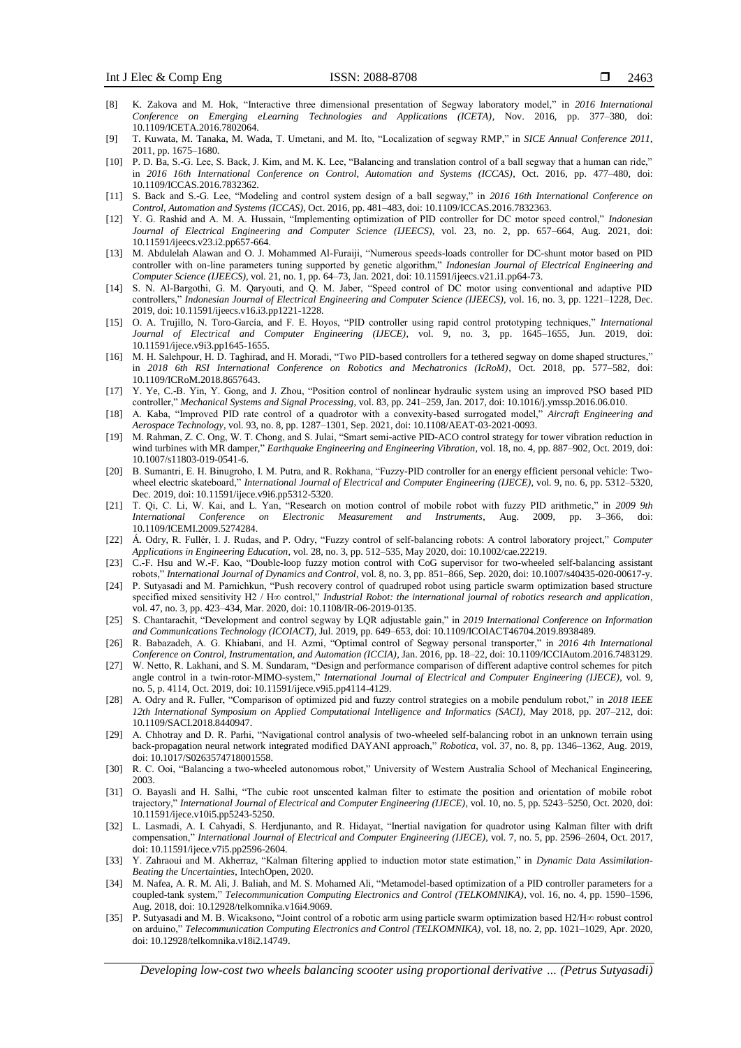[8] K. Zakova and M. Hok, "Interactive three dimensional presentation of Segway laboratory model," in *2016 International Conference on Emerging eLearning Technologies and Applications (ICETA)*, Nov. 2016, pp. 377–380, doi: 10.1109/ICETA.2016.7802064.

[9] T. Kuwata, M. Tanaka, M. Wada, T. Umetani, and M. Ito, "Localization of segway RMP," in *SICE Annual Conference 2011*, 2011, pp. 1675–1680.

[10] P. D. Ba, S.-G. Lee, S. Back, J. Kim, and M. K. Lee, "Balancing and translation control of a ball segway that a human can ride," in *2016 16th International Conference on Control, Automation and Systems (ICCAS)*, Oct. 2016, pp. 477–480, doi: 10.1109/ICCAS.2016.7832362.

[11] S. Back and S.-G. Lee, "Modeling and control system design of a ball segway," in *2016 16th International Conference on Control, Automation and Systems (ICCAS)*, Oct. 2016, pp. 481–483, doi: 10.1109/ICCAS.2016.7832363.

[12] Y. G. Rashid and A. M. A. Hussain, "Implementing optimization of PID controller for DC motor speed control," *Indonesian Journal of Electrical Engineering and Computer Science (IJEECS)*, vol. 23, no. 2, pp. 657–664, Aug. 2021, doi: 10.11591/ijeecs.v23.i2.pp657-664.

[13] M. Abdulelah Alawan and O. J. Mohammed Al-Furaiji, "Numerous speeds-loads controller for DC-shunt motor based on PID controller with on-line parameters tuning supported by genetic algorithm," *Indonesian Journal of Electrical Engineering and Computer Science (IJEECS)*, vol. 21, no. 1, pp. 64–73, Jan. 2021, doi: 10.11591/ijeecs.v21.i1.pp64-73.

[14] S. N. Al-Bargothi, G. M. Qaryouti, and Q. M. Jaber, "Speed control of DC motor using conventional and adaptive PID controllers," *Indonesian Journal of Electrical Engineering and Computer Science (IJEECS)*, vol. 16, no. 3, pp. 1221–1228, Dec. 2019, doi: 10.11591/ijeecs.v16.i3.pp1221-1228.

[15] O. A. Trujillo, N. Toro-García, and F. E. Hoyos, "PID controller using rapid control prototyping techniques," *International Journal of Electrical and Computer Engineering (IJECE)*, vol. 9, no. 3, pp. 1645–1655, Jun. 2019, doi: 10.11591/ijece.v9i3.pp1645-1655.

[16] M. H. Salehpour, H. D. Taghirad, and H. Moradi, "Two PID-based controllers for a tethered segway on dome shaped structures," in *2018 6th RSI International Conference on Robotics and Mechatronics (IcRoM)*, Oct. 2018, pp. 577–582, doi: 10.1109/ICRoM.2018.8657643.

[17] Y. Ye, C.-B. Yin, Y. Gong, and J. Zhou, "Position control of nonlinear hydraulic system using an improved PSO based PID controller," *Mechanical Systems and Signal Processing*, vol. 83, pp. 241–259, Jan. 2017, doi: 10.1016/j.ymssp.2016.06.010.

[18] A. Kaba, "Improved PID rate control of a quadrotor with a convexity-based surrogated model," *Aircraft Engineering and Aerospace Technology*, vol. 93, no. 8, pp. 1287–1301, Sep. 2021, doi: 10.1108/AEAT-03-2021-0093.

[19] M. Rahman, Z. C. Ong, W. T. Chong, and S. Julai, "Smart semi-active PID-ACO control strategy for tower vibration reduction in wind turbines with MR damper," *Earthquake Engineering and Engineering Vibration*, vol. 18, no. 4, pp. 887–902, Oct. 2019, doi: 10.1007/s11803-019-0541-6.

[20] B. Sumantri, E. H. Binugroho, I. M. Putra, and R. Rokhana, "Fuzzy-PID controller for an energy efficient personal vehicle: Two-wheel electric skateboard," *International Journal of Electrical and Computer Engineering (IJECE)*, vol. 9, no. 6, pp. 5312–5320, Dec. 2019, doi: 10.11591/ijece.v9i6.pp5312-5320.

[21] T. Qi, C. Li, W. Kai, and L. Yan, "Research on motion control of mobile robot with fuzzy PID arithmetic," in *2009 9th International Conference on Electronic Measurement and Instruments*, Aug. 2009, pp. 3–366, doi: 10.1109/ICEMI.2009.5274284.

[22] Á. Odry, R. Fullér, I. J. Rudas, and P. Odry, "Fuzzy control of self-balancing robots: A control laboratory project," *Computer Applications in Engineering Education*, vol. 28, no. 3, pp. 512–535, May 2020, doi: 10.1002/cae.22219.

[23] C.-F. Hsu and W.-F. Kao, "Double-loop fuzzy motion control with CoG supervisor for two-wheeled self-balancing assistant robots," *International Journal of Dynamics and Control*, vol. 8, no. 3, pp. 851–866, Sep. 2020, doi: 10.1007/s40435-020-00617-y.

[24] P. Sutyasadi and M. Parnichkun, "Push recovery control of quadruped robot using particle swarm optimization based structure specified mixed sensitivity H2 / H∞ control," *Industrial Robot: the international journal of robotics research and application*, vol. 47, no. 3, pp. 423–434, Mar. 2020, doi: 10.1108/IR-06-2019-0135.

[25] S. Chantarachit, "Development and control segway by LQR adjustable gain," in *2019 International Conference on Information and Communications Technology (ICOIACT)*, Jul. 2019, pp. 649–653, doi: 10.1109/ICOIACT46704.2019.8938489.

[26] R. Babazadeh, A. G. Khiabani, and H. Azmi, "Optimal control of Segway personal transporter," in *2016 4th International Conference on Control, Instrumentation, and Automation (ICCIA)*, Jan. 2016, pp. 18–22, doi: 10.1109/ICCIAutom.2016.7483129.

[27] W. Netto, R. Lakhani, and S. M. Sundaram, "Design and performance comparison of different adaptive control schemes for pitch angle control in a twin-rotor-MIMO-system," *International Journal of Electrical and Computer Engineering (IJECE)*, vol. 9, no. 5, p. 4114, Oct. 2019, doi: 10.11591/ijece.v9i5.pp4114-4129.

[28] A. Odry and R. Fuller, "Comparison of optimized pid and fuzzy control strategies on a mobile pendulum robot," in *2018 IEEE 12th International Symposium on Applied Computational Intelligence and Informatics (SACI)*, May 2018, pp. 207–212, doi: 10.1109/SACI.2018.8440947.

[29] A. Chhotray and D. R. Parhi, "Navigational control analysis of two-wheeled self-balancing robot in an unknown terrain using back-propagation neural network integrated modified DAYANI approach," *Robotica*, vol. 37, no. 8, pp. 1346–1362, Aug. 2019, doi: 10.1017/S0263574718001558.

[30] R. C. Ooi, "Balancing a two-wheeled autonomous robot," University of Western Australia School of Mechanical Engineering, 2003.

[31] O. Bayasli and H. Salhi, "The cubic root unscented kalman filter to estimate the position and orientation of mobile robot trajectory," *International Journal of Electrical and Computer Engineering (IJECE)*, vol. 10, no. 5, pp. 5243–5250, Oct. 2020, doi: 10.11591/ijece.v10i5.pp5243-5250.

[32] L. Lasmadi, A. I. Cahyadi, S. Herdjunanto, and R. Hidayat, "Inertial navigation for quadrotor using Kalman filter with drift compensation," *International Journal of Electrical and Computer Engineering (IJECE)*, vol. 7, no. 5, pp. 2596–2604, Oct. 2017, doi: 10.11591/ijece.v7i5.pp2596-2604.

[33] Y. Zahraoui and M. Akherraz, "Kalman filtering applied to induction motor state estimation," in *Dynamic Data Assimilation-Beating the Uncertainties*, IntechOpen, 2020.

[34] M. Nafea, A. R. M. Ali, J. Baliah, and M. S. Mohamed Ali, "Metamodel-based optimization of a PID controller parameters for a coupled-tank system," *Telecommunication Computing Electronics and Control (TELKOMNIKA)*, vol. 16, no. 4, pp. 1590–1596, Aug. 2018, doi: 10.12928/telkomnika.v16i4.9069.

[35] P. Sutyasadi and M. B. Wicaksono, "Joint control of a robotic arm using particle swarm optimization based H2/H∞ robust control on arduino," *Telecommunication Computing Electronics and Control (TELKOMNIKA)*, vol. 18, no. 2, pp. 1021–1029, Apr. 2020, doi: 10.12928/telkomnika.v18i2.14749.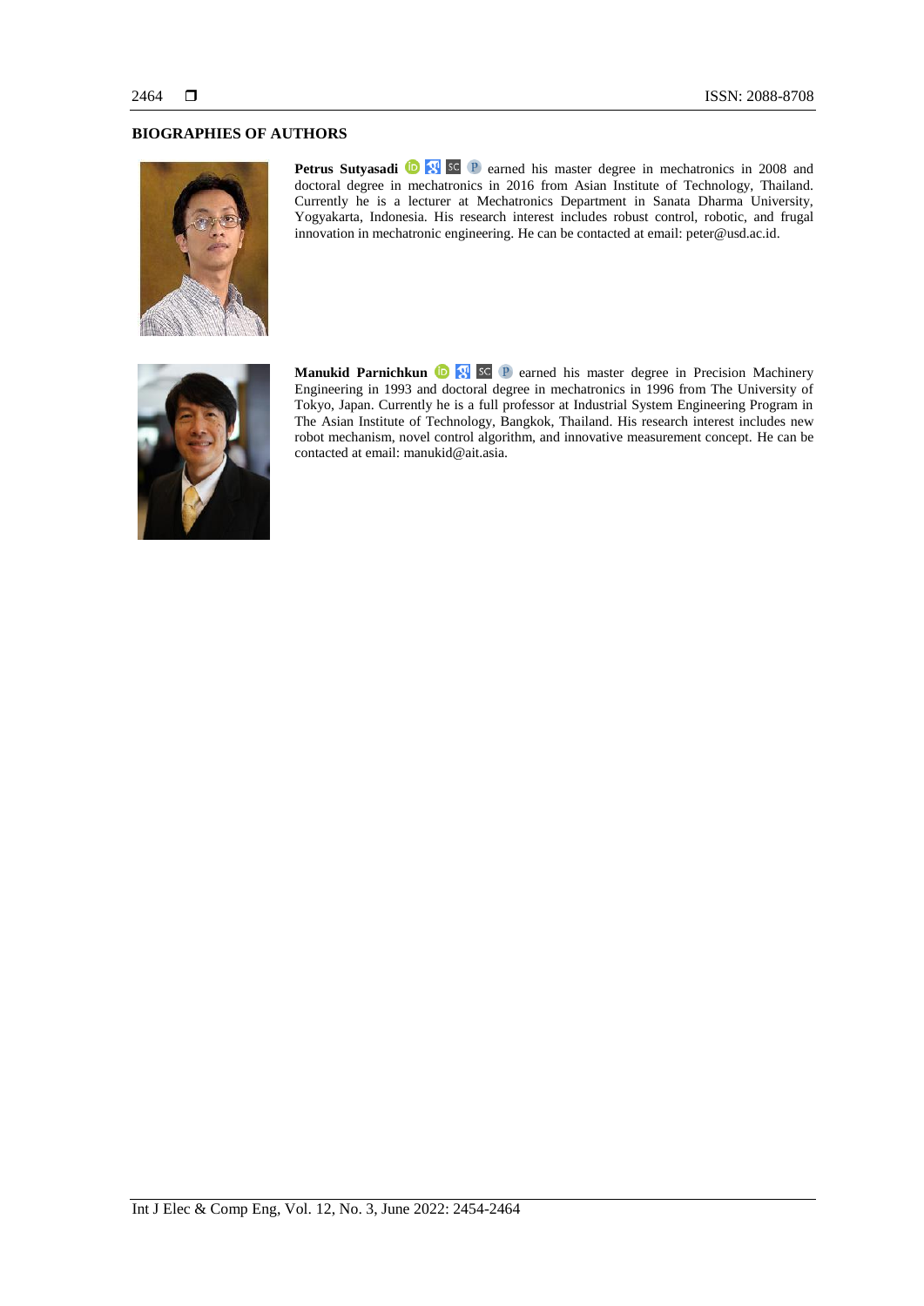## BIOGRAPHIES OF AUTHORS

**Petrus Sutyasadi** earned his master degree in mechatronics in 2008 and doctoral degree in mechatronics in 2016 from Asian Institute of Technology, Thailand. Currently he is a lecturer at Mechatronics Department in Sanata Dharma University, Yogyakarta, Indonesia. His research interest includes robust control, robotic, and frugal innovation in mechatronic engineering. He can be contacted at email: peter@usd.ac.id.

**Manukid Parnichkun** earned his master degree in Precision Machinery Engineering in 1993 and doctoral degree in mechatronics in 1996 from The University of Tokyo, Japan. Currently he is a full professor at Industrial System Engineering Program in The Asian Institute of Technology, Bangkok, Thailand. His research interest includes new robot mechanism, novel control algorithm, and innovative measurement concept. He can be contacted at email: manukid@ait.asia.